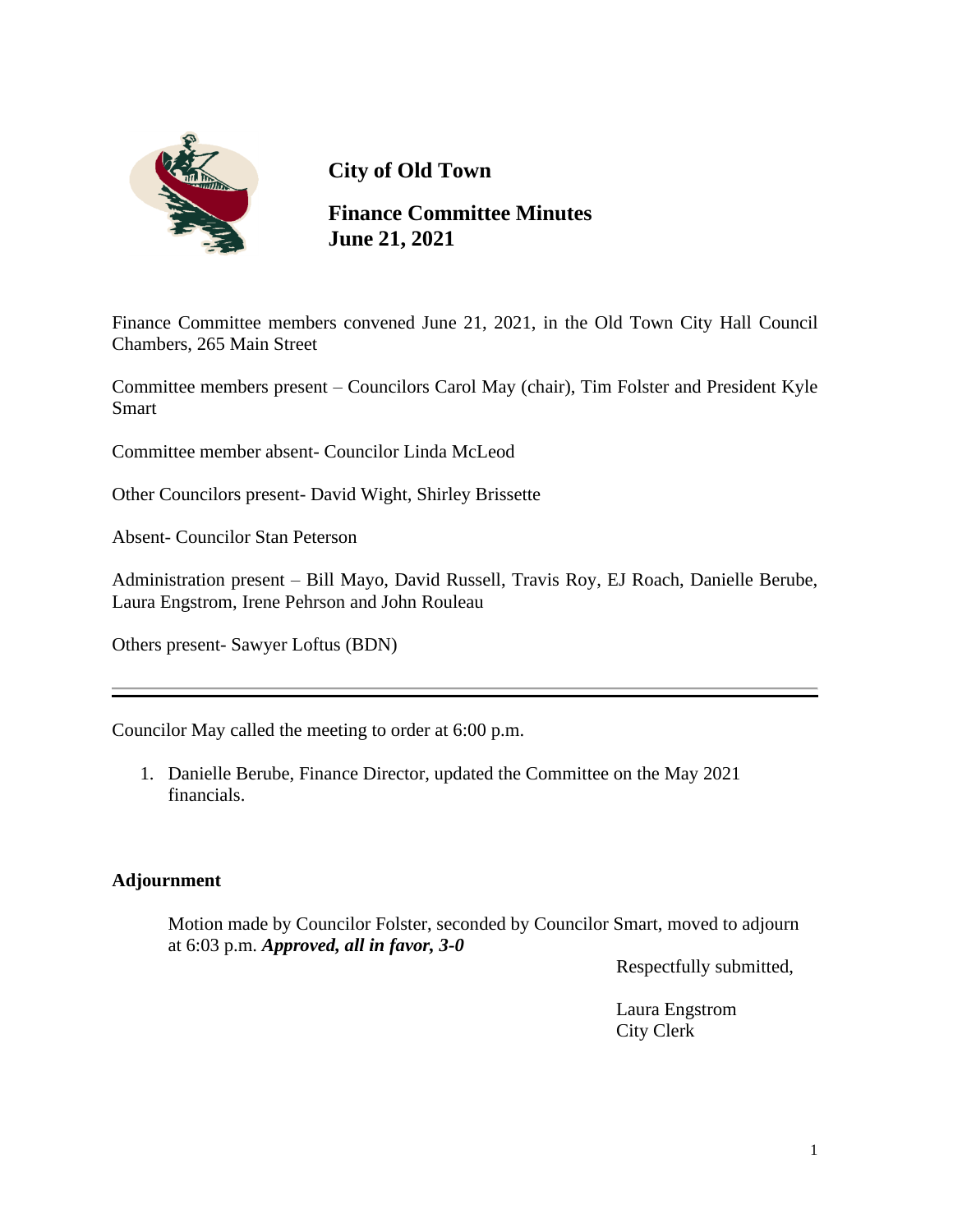# City of Old Town

## Finance Committee Minutes
## June 21, 2021

Finance Committee members convened June 21, 2021, in the Old Town City Hall Council Chambers, 265 Main Street

Committee members present – Councilors Carol May (chair), Tim Folster and President Kyle Smart

Committee member absent- Councilor Linda McLeod

Other Councilors present- David Wight, Shirley Brissette

Absent- Councilor Stan Peterson

Administration present – Bill Mayo, David Russell, Travis Roy, EJ Roach, Danielle Berube, Laura Engstrom, Irene Pehrson and John Rouleau

Others present- Sawyer Loftus (BDN)

---

Councilor May called the meeting to order at 6:00 p.m.

1. Danielle Berube, Finance Director, updated the Committee on the May 2021 financials.

**Adjournment**

Motion made by Councilor Folster, seconded by Councilor Smart, moved to adjourn at 6:03 p.m. ***Approved, all in favor, 3-0***

Respectfully submitted,

Laura Engstrom
City Clerk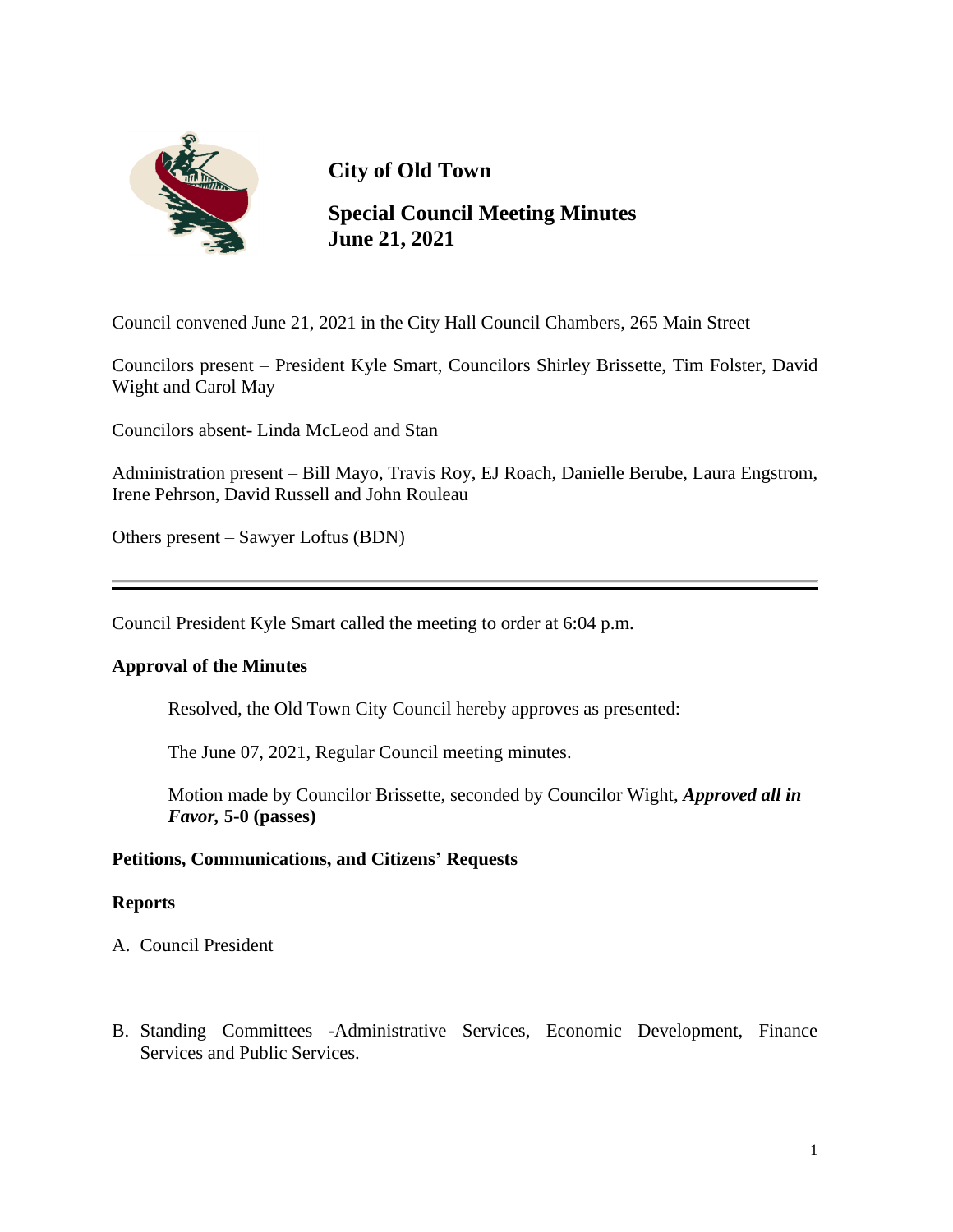**City of Old Town**

**Special Council Meeting Minutes**
**June 21, 2021**

Council convened June 21, 2021 in the City Hall Council Chambers, 265 Main Street

Councilors present – President Kyle Smart, Councilors Shirley Brissette, Tim Folster, David Wight and Carol May

Councilors absent- Linda McLeod and Stan

Administration present – Bill Mayo, Travis Roy, EJ Roach, Danielle Berube, Laura Engstrom, Irene Pehrson, David Russell and John Rouleau

Others present – Sawyer Loftus (BDN)

---

Council President Kyle Smart called the meeting to order at 6:04 p.m.

**Approval of the Minutes**

Resolved, the Old Town City Council hereby approves as presented:

The June 07, 2021, Regular Council meeting minutes.

Motion made by Councilor Brissette, seconded by Councilor Wight, ***Approved all in Favor,* 5-0 (passes)**

**Petitions, Communications, and Citizens' Requests**

**Reports**

A. Council President

B. Standing Committees -Administrative Services, Economic Development, Finance Services and Public Services.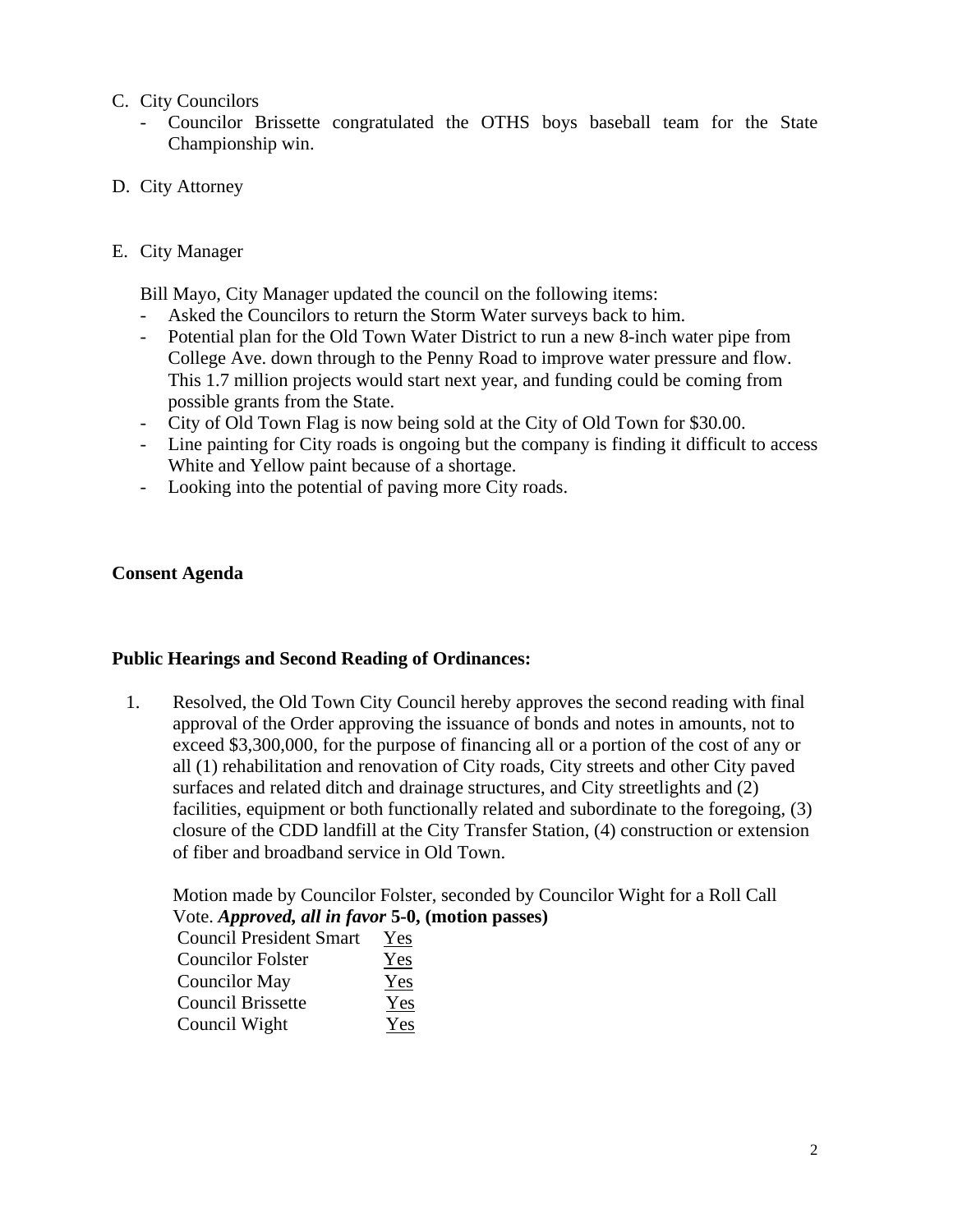C. City Councilors
   - Councilor Brissette congratulated the OTHS boys baseball team for the State Championship win.

D. City Attorney

E. City Manager

   Bill Mayo, City Manager updated the council on the following items:
   - Asked the Councilors to return the Storm Water surveys back to him.
   - Potential plan for the Old Town Water District to run a new 8-inch water pipe from College Ave. down through to the Penny Road to improve water pressure and flow. This 1.7 million projects would start next year, and funding could be coming from possible grants from the State.
   - City of Old Town Flag is now being sold at the City of Old Town for $30.00.
   - Line painting for City roads is ongoing but the company is finding it difficult to access White and Yellow paint because of a shortage.
   - Looking into the potential of paving more City roads.

**Consent Agenda**

**Public Hearings and Second Reading of Ordinances:**

1. Resolved, the Old Town City Council hereby approves the second reading with final approval of the Order approving the issuance of bonds and notes in amounts, not to exceed $3,300,000, for the purpose of financing all or a portion of the cost of any or all (1) rehabilitation and renovation of City roads, City streets and other City paved surfaces and related ditch and drainage structures, and City streetlights and (2) facilities, equipment or both functionally related and subordinate to the foregoing, (3) closure of the CDD landfill at the City Transfer Station, (4) construction or extension of fiber and broadband service in Old Town.

   Motion made by Councilor Folster, seconded by Councilor Wight for a Roll Call Vote. ***Approved, all in favor* 5-0, (motion passes)**

   | | |
   |---|---|
   | Council President Smart | Yes |
   | Councilor Folster | Yes |
   | Councilor May | Yes |
   | Council Brissette | Yes |
   | Council Wight | Yes |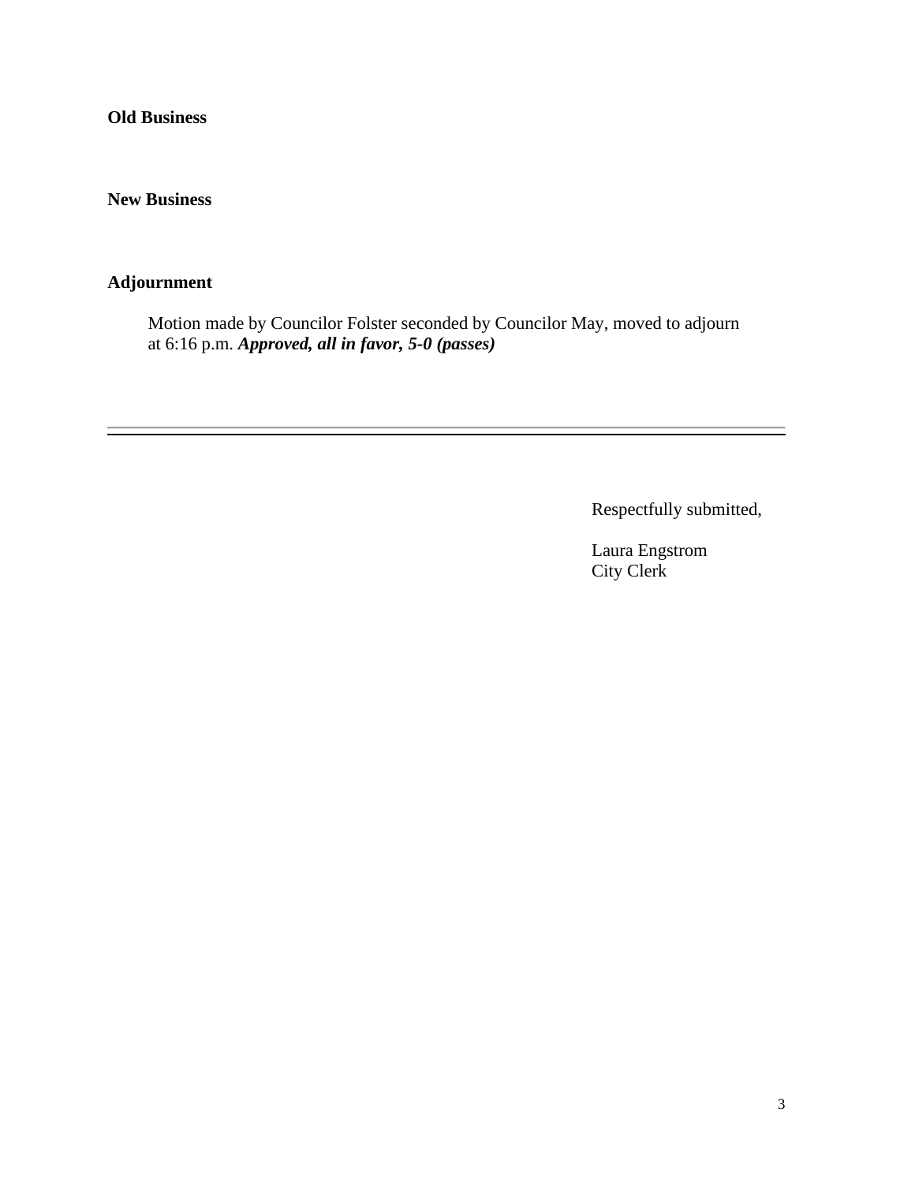**Old Business**

**New Business**

**Adjournment**

Motion made by Councilor Folster seconded by Councilor May, moved to adjourn at 6:16 p.m. ***Approved, all in favor, 5-0 (passes)***

---

Respectfully submitted,

Laura Engstrom
City Clerk